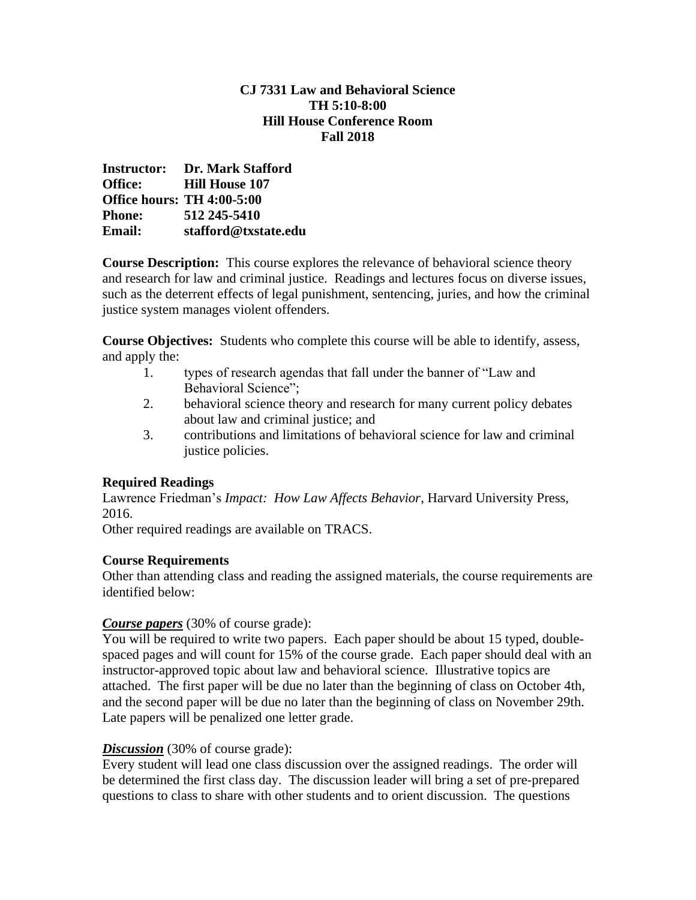**CJ 7331 Law and Behavioral Science**
**TH 5:10-8:00**
**Hill House Conference Room**
**Fall 2018**

**Instructor:** **Dr. Mark Stafford**
**Office:** **Hill House 107**
**Office hours: TH 4:00-5:00**
**Phone:** **512 245-5410**
**Email:** **stafford@txstate.edu**

**Course Description:** This course explores the relevance of behavioral science theory and research for law and criminal justice. Readings and lectures focus on diverse issues, such as the deterrent effects of legal punishment, sentencing, juries, and how the criminal justice system manages violent offenders.

**Course Objectives:** Students who complete this course will be able to identify, assess, and apply the:

1. types of research agendas that fall under the banner of "Law and Behavioral Science";
2. behavioral science theory and research for many current policy debates about law and criminal justice; and
3. contributions and limitations of behavioral science for law and criminal justice policies.

**Required Readings**

Lawrence Friedman's *Impact: How Law Affects Behavior*, Harvard University Press, 2016.
Other required readings are available on TRACS.

**Course Requirements**

Other than attending class and reading the assigned materials, the course requirements are identified below:

***Course papers*** (30% of course grade):
You will be required to write two papers. Each paper should be about 15 typed, double-spaced pages and will count for 15% of the course grade. Each paper should deal with an instructor-approved topic about law and behavioral science. Illustrative topics are attached. The first paper will be due no later than the beginning of class on October 4th, and the second paper will be due no later than the beginning of class on November 29th. Late papers will be penalized one letter grade.

***Discussion*** (30% of course grade):
Every student will lead one class discussion over the assigned readings. The order will be determined the first class day. The discussion leader will bring a set of pre-prepared questions to class to share with other students and to orient discussion. The questions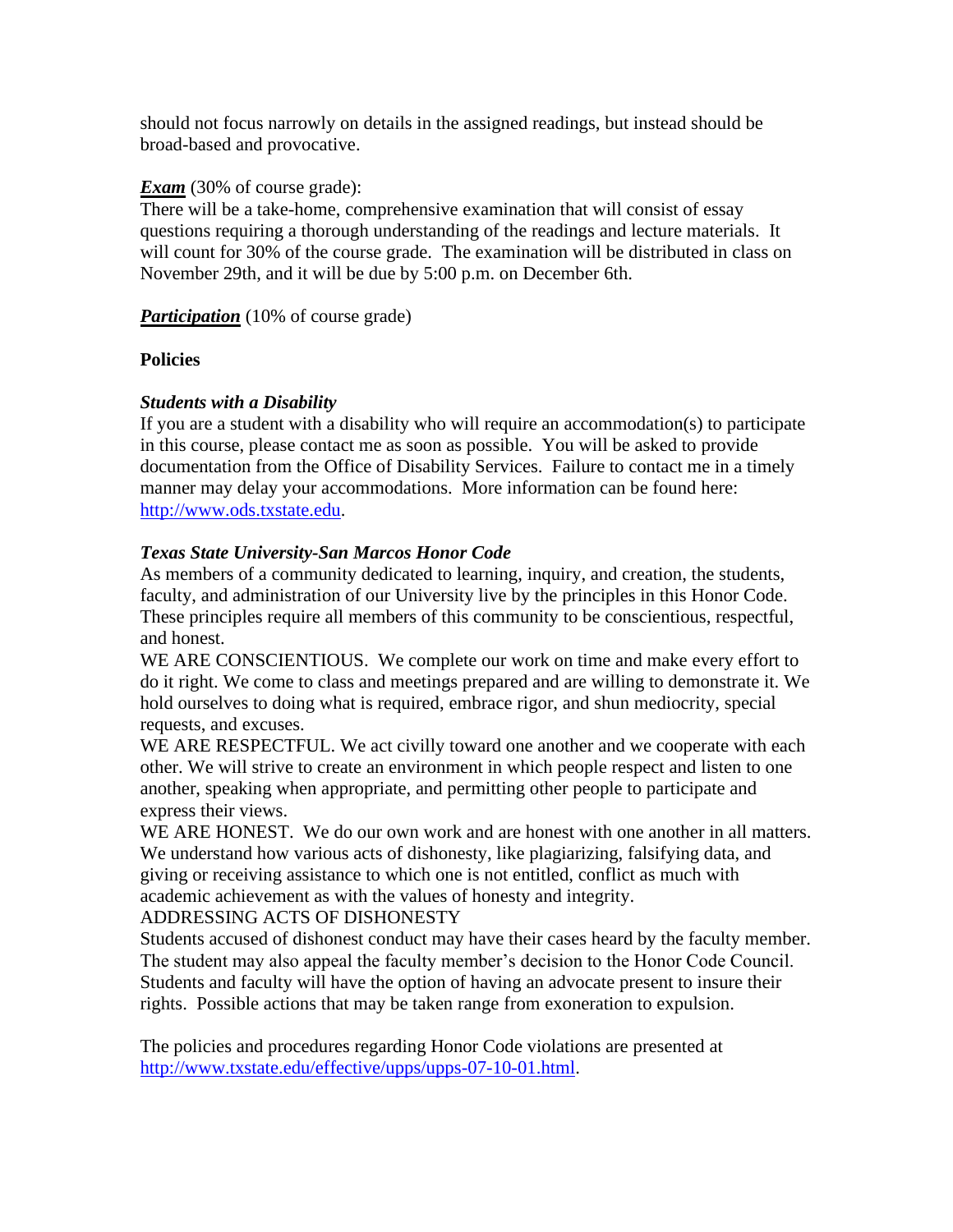should not focus narrowly on details in the assigned readings, but instead should be broad-based and provocative.

***Exam*** (30% of course grade):
There will be a take-home, comprehensive examination that will consist of essay questions requiring a thorough understanding of the readings and lecture materials. It will count for 30% of the course grade. The examination will be distributed in class on November 29th, and it will be due by 5:00 p.m. on December 6th.

***Participation*** (10% of course grade)

**Policies**

***Students with a Disability***
If you are a student with a disability who will require an accommodation(s) to participate in this course, please contact me as soon as possible. You will be asked to provide documentation from the Office of Disability Services. Failure to contact me in a timely manner may delay your accommodations. More information can be found here: [http://www.ods.txstate.edu](http://www.ods.txstate.edu).

***Texas State University-San Marcos Honor Code***
As members of a community dedicated to learning, inquiry, and creation, the students, faculty, and administration of our University live by the principles in this Honor Code. These principles require all members of this community to be conscientious, respectful, and honest.

WE ARE CONSCIENTIOUS. We complete our work on time and make every effort to do it right. We come to class and meetings prepared and are willing to demonstrate it. We hold ourselves to doing what is required, embrace rigor, and shun mediocrity, special requests, and excuses.

WE ARE RESPECTFUL. We act civilly toward one another and we cooperate with each other. We will strive to create an environment in which people respect and listen to one another, speaking when appropriate, and permitting other people to participate and express their views.

WE ARE HONEST. We do our own work and are honest with one another in all matters. We understand how various acts of dishonesty, like plagiarizing, falsifying data, and giving or receiving assistance to which one is not entitled, conflict as much with academic achievement as with the values of honesty and integrity.

ADDRESSING ACTS OF DISHONESTY

Students accused of dishonest conduct may have their cases heard by the faculty member. The student may also appeal the faculty member's decision to the Honor Code Council. Students and faculty will have the option of having an advocate present to insure their rights. Possible actions that may be taken range from exoneration to expulsion.

The policies and procedures regarding Honor Code violations are presented at [http://www.txstate.edu/effective/upps/upps-07-10-01.html](http://www.txstate.edu/effective/upps/upps-07-10-01.html).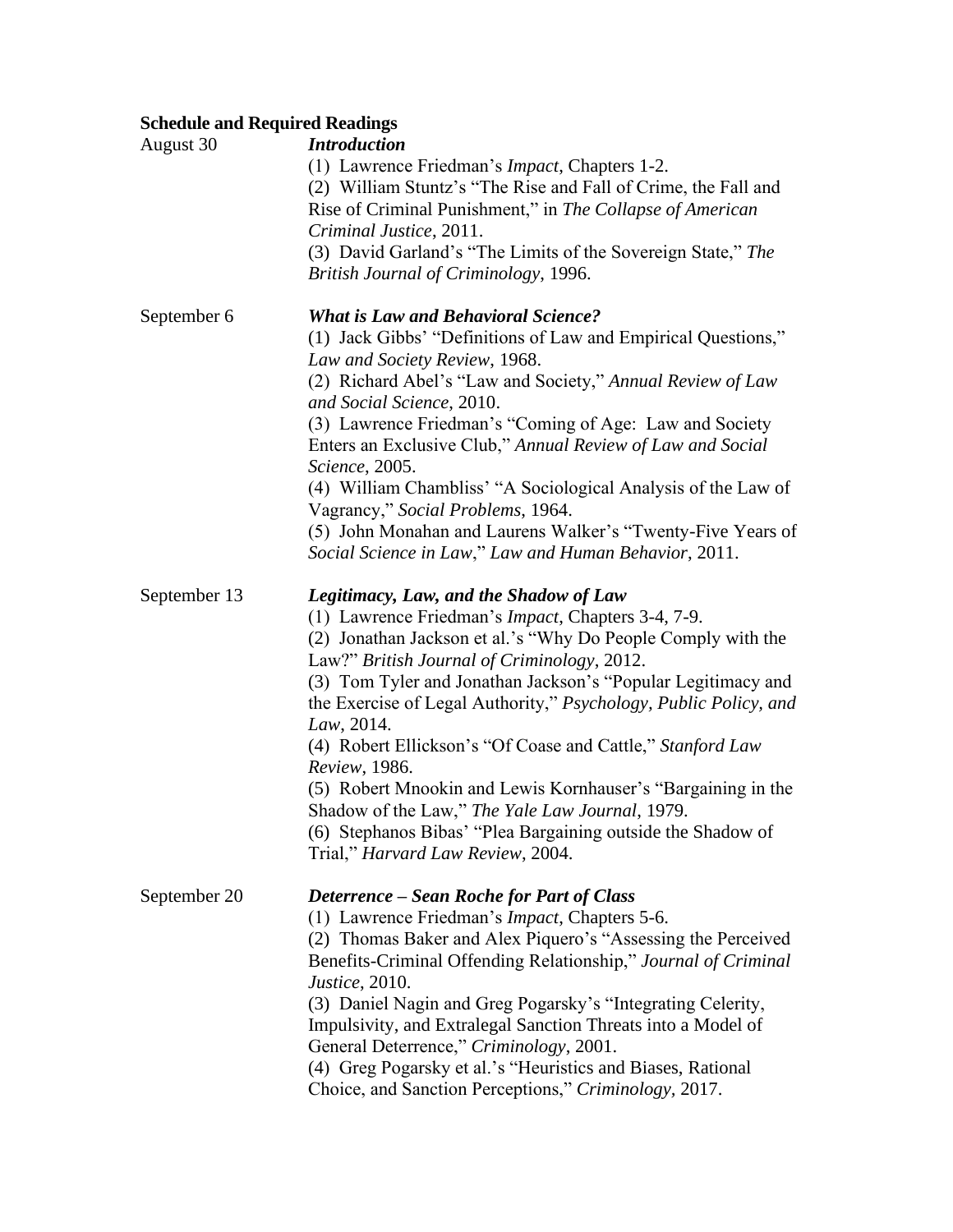**Schedule and Required Readings**

August 30 — ***Introduction***

(1) Lawrence Friedman's *Impact*, Chapters 1-2.
(2) William Stuntz's "The Rise and Fall of Crime, the Fall and Rise of Criminal Punishment," in *The Collapse of American Criminal Justice*, 2011.
(3) David Garland's "The Limits of the Sovereign State," *The British Journal of Criminology*, 1996.

September 6 — ***What is Law and Behavioral Science?***

(1) Jack Gibbs' "Definitions of Law and Empirical Questions," *Law and Society Review*, 1968.
(2) Richard Abel's "Law and Society," *Annual Review of Law and Social Science*, 2010.
(3) Lawrence Friedman's "Coming of Age: Law and Society Enters an Exclusive Club," *Annual Review of Law and Social Science*, 2005.
(4) William Chambliss' "A Sociological Analysis of the Law of Vagrancy," *Social Problems*, 1964.
(5) John Monahan and Laurens Walker's "Twenty-Five Years of *Social Science in Law*," *Law and Human Behavior*, 2011.

September 13 — ***Legitimacy, Law, and the Shadow of Law***

(1) Lawrence Friedman's *Impact*, Chapters 3-4, 7-9.
(2) Jonathan Jackson et al.'s "Why Do People Comply with the Law?" *British Journal of Criminology*, 2012.
(3) Tom Tyler and Jonathan Jackson's "Popular Legitimacy and the Exercise of Legal Authority," *Psychology, Public Policy, and Law*, 2014.
(4) Robert Ellickson's "Of Coase and Cattle," *Stanford Law Review*, 1986.
(5) Robert Mnookin and Lewis Kornhauser's "Bargaining in the Shadow of the Law," *The Yale Law Journal*, 1979.
(6) Stephanos Bibas' "Plea Bargaining outside the Shadow of Trial," *Harvard Law Review*, 2004.

September 20 — ***Deterrence – Sean Roche for Part of Class***

(1) Lawrence Friedman's *Impact*, Chapters 5-6.
(2) Thomas Baker and Alex Piquero's "Assessing the Perceived Benefits-Criminal Offending Relationship," *Journal of Criminal Justice*, 2010.
(3) Daniel Nagin and Greg Pogarsky's "Integrating Celerity, Impulsivity, and Extralegal Sanction Threats into a Model of General Deterrence," *Criminology*, 2001.
(4) Greg Pogarsky et al.'s "Heuristics and Biases, Rational Choice, and Sanction Perceptions," *Criminology*, 2017.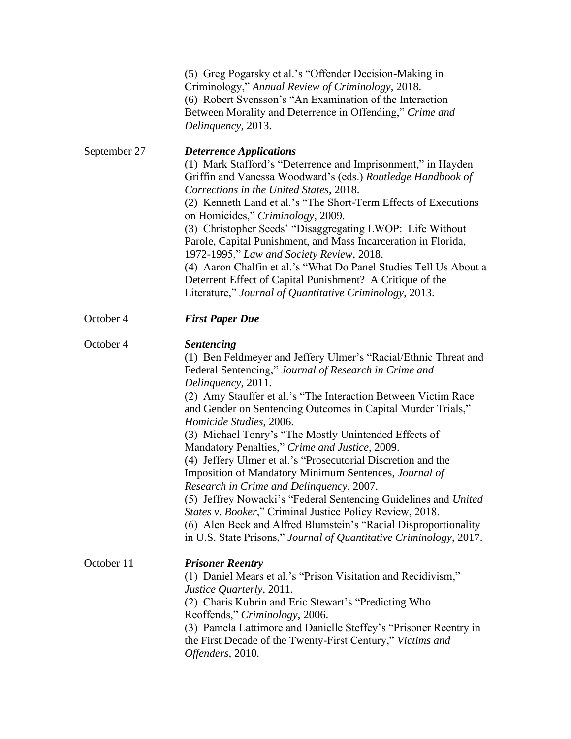(5) Greg Pogarsky et al.'s "Offender Decision-Making in Criminology," *Annual Review of Criminology*, 2018.
(6) Robert Svensson's "An Examination of the Interaction Between Morality and Deterrence in Offending," *Crime and Delinquency*, 2013.

| | |
|---|---|
| September 27 | ***Deterrence Applications***<br>(1) Mark Stafford's "Deterrence and Imprisonment," in Hayden Griffin and Vanessa Woodward's (eds.) *Routledge Handbook of Corrections in the United States*, 2018.<br>(2) Kenneth Land et al.'s "The Short-Term Effects of Executions on Homicides," *Criminology*, 2009.<br>(3) Christopher Seeds' "Disaggregating LWOP: Life Without Parole, Capital Punishment, and Mass Incarceration in Florida, 1972-1995," *Law and Society Review*, 2018.<br>(4) Aaron Chalfin et al.'s "What Do Panel Studies Tell Us About a Deterrent Effect of Capital Punishment? A Critique of the Literature," *Journal of Quantitative Criminology*, 2013. |
| October 4 | ***First Paper Due*** |
| October 4 | ***Sentencing***<br>(1) Ben Feldmeyer and Jeffery Ulmer's "Racial/Ethnic Threat and Federal Sentencing," *Journal of Research in Crime and Delinquency*, 2011.<br>(2) Amy Stauffer et al.'s "The Interaction Between Victim Race and Gender on Sentencing Outcomes in Capital Murder Trials," *Homicide Studies*, 2006.<br>(3) Michael Tonry's "The Mostly Unintended Effects of Mandatory Penalties," *Crime and Justice*, 2009.<br>(4) Jeffery Ulmer et al.'s "Prosecutorial Discretion and the Imposition of Mandatory Minimum Sentences, *Journal of Research in Crime and Delinquency*, 2007.<br>(5) Jeffrey Nowacki's "Federal Sentencing Guidelines and *United States v. Booker*," Criminal Justice Policy Review, 2018.<br>(6) Alen Beck and Alfred Blumstein's "Racial Disproportionality in U.S. State Prisons," *Journal of Quantitative Criminology*, 2017. |
| October 11 | ***Prisoner Reentry***<br>(1) Daniel Mears et al.'s "Prison Visitation and Recidivism," *Justice Quarterly*, 2011.<br>(2) Charis Kubrin and Eric Stewart's "Predicting Who Reoffends," *Criminology*, 2006.<br>(3) Pamela Lattimore and Danielle Steffey's "Prisoner Reentry in the First Decade of the Twenty-First Century," *Victims and Offenders*, 2010. |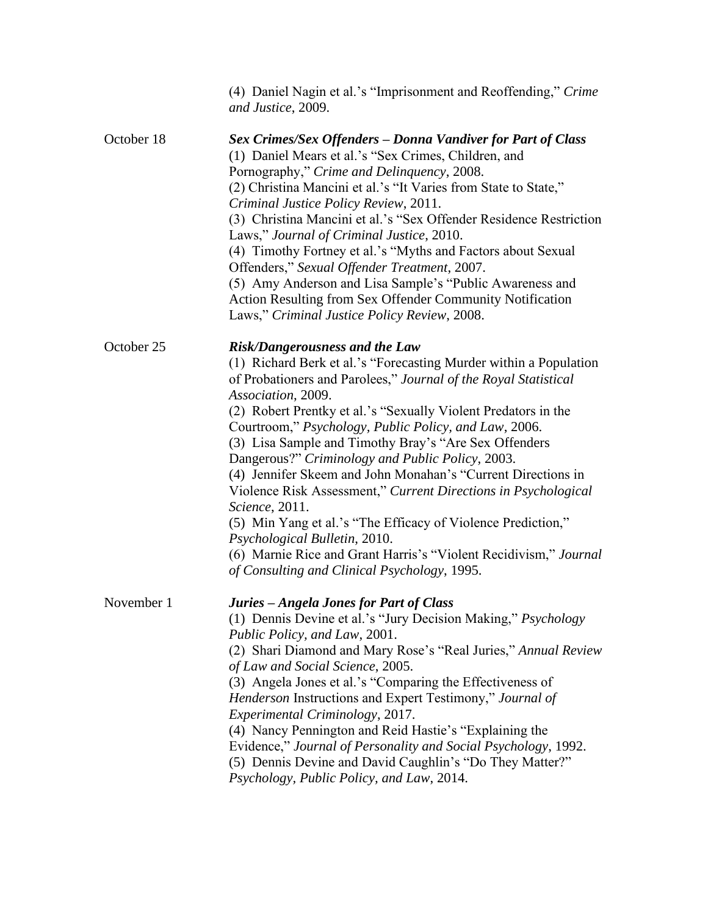(4) Daniel Nagin et al.'s "Imprisonment and Reoffending," *Crime and Justice*, 2009.

October 18 — ***Sex Crimes/Sex Offenders – Donna Vandiver for Part of Class***

(1) Daniel Mears et al.'s "Sex Crimes, Children, and Pornography," *Crime and Delinquency*, 2008.
(2) Christina Mancini et al.'s "It Varies from State to State," *Criminal Justice Policy Review*, 2011.
(3) Christina Mancini et al.'s "Sex Offender Residence Restriction Laws," *Journal of Criminal Justice*, 2010.
(4) Timothy Fortney et al.'s "Myths and Factors about Sexual Offenders," *Sexual Offender Treatment*, 2007.
(5) Amy Anderson and Lisa Sample's "Public Awareness and Action Resulting from Sex Offender Community Notification Laws," *Criminal Justice Policy Review*, 2008.

October 25 — ***Risk/Dangerousness and the Law***

(1) Richard Berk et al.'s "Forecasting Murder within a Population of Probationers and Parolees," *Journal of the Royal Statistical Association*, 2009.
(2) Robert Prentky et al.'s "Sexually Violent Predators in the Courtroom," *Psychology, Public Policy, and Law*, 2006.
(3) Lisa Sample and Timothy Bray's "Are Sex Offenders Dangerous?" *Criminology and Public Policy*, 2003.
(4) Jennifer Skeem and John Monahan's "Current Directions in Violence Risk Assessment," *Current Directions in Psychological Science*, 2011.
(5) Min Yang et al.'s "The Efficacy of Violence Prediction," *Psychological Bulletin*, 2010.
(6) Marnie Rice and Grant Harris's "Violent Recidivism," *Journal of Consulting and Clinical Psychology*, 1995.

November 1 — ***Juries – Angela Jones for Part of Class***

(1) Dennis Devine et al.'s "Jury Decision Making," *Psychology Public Policy, and Law*, 2001.
(2) Shari Diamond and Mary Rose's "Real Juries," *Annual Review of Law and Social Science*, 2005.
(3) Angela Jones et al.'s "Comparing the Effectiveness of *Henderson* Instructions and Expert Testimony," *Journal of Experimental Criminology*, 2017.
(4) Nancy Pennington and Reid Hastie's "Explaining the Evidence," *Journal of Personality and Social Psychology*, 1992.
(5) Dennis Devine and David Caughlin's "Do They Matter?" *Psychology, Public Policy, and Law*, 2014.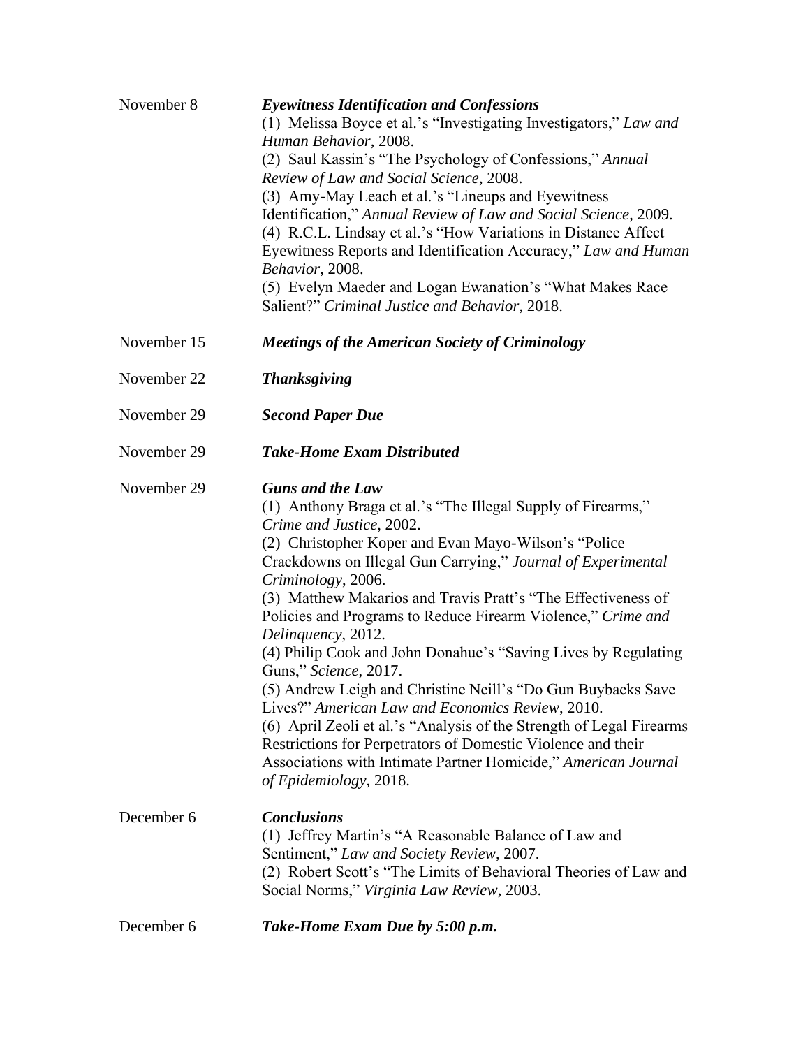November 8 — ***Eyewitness Identification and Confessions***

(1) Melissa Boyce et al.'s "Investigating Investigators," *Law and Human Behavior*, 2008.
(2) Saul Kassin's "The Psychology of Confessions," *Annual Review of Law and Social Science*, 2008.
(3) Amy-May Leach et al.'s "Lineups and Eyewitness Identification," *Annual Review of Law and Social Science*, 2009.
(4) R.C.L. Lindsay et al.'s "How Variations in Distance Affect Eyewitness Reports and Identification Accuracy," *Law and Human Behavior*, 2008.
(5) Evelyn Maeder and Logan Ewanation's "What Makes Race Salient?" *Criminal Justice and Behavior*, 2018.

November 15 — ***Meetings of the American Society of Criminology***

November 22 — ***Thanksgiving***

November 29 — ***Second Paper Due***

November 29 — ***Take-Home Exam Distributed***

November 29 — ***Guns and the Law***

(1) Anthony Braga et al.'s "The Illegal Supply of Firearms," *Crime and Justice*, 2002.
(2) Christopher Koper and Evan Mayo-Wilson's "Police Crackdowns on Illegal Gun Carrying," *Journal of Experimental Criminology*, 2006.
(3) Matthew Makarios and Travis Pratt's "The Effectiveness of Policies and Programs to Reduce Firearm Violence," *Crime and Delinquency*, 2012.
(4) Philip Cook and John Donahue's "Saving Lives by Regulating Guns," *Science*, 2017.
(5) Andrew Leigh and Christine Neill's "Do Gun Buybacks Save Lives?" *American Law and Economics Review*, 2010.
(6) April Zeoli et al.'s "Analysis of the Strength of Legal Firearms Restrictions for Perpetrators of Domestic Violence and their Associations with Intimate Partner Homicide," *American Journal of Epidemiology*, 2018.

December 6 — ***Conclusions***

(1) Jeffrey Martin's "A Reasonable Balance of Law and Sentiment," *Law and Society Review*, 2007.
(2) Robert Scott's "The Limits of Behavioral Theories of Law and Social Norms," *Virginia Law Review*, 2003.

December 6 — ***Take-Home Exam Due by 5:00 p.m.***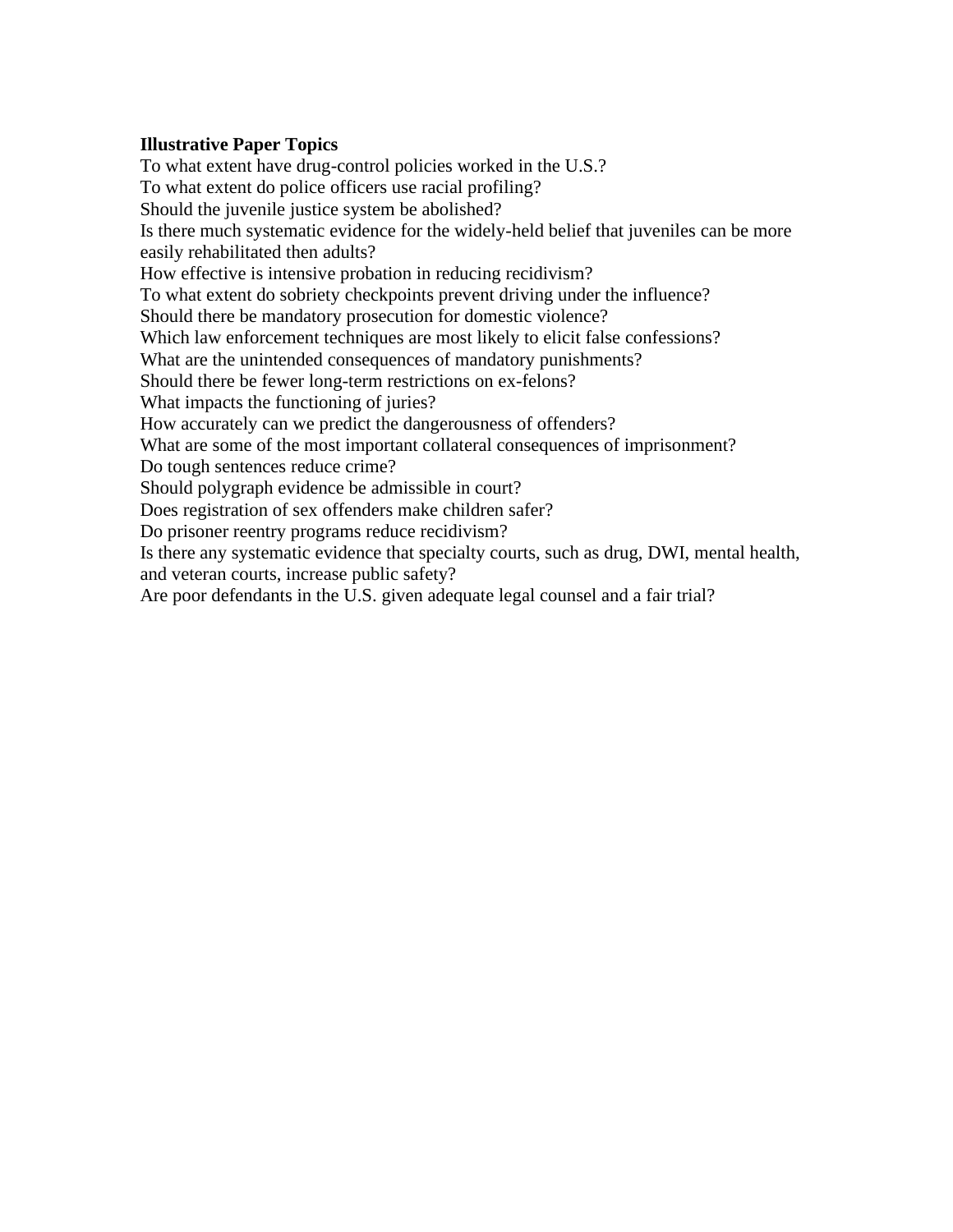**Illustrative Paper Topics**

To what extent have drug-control policies worked in the U.S.?
To what extent do police officers use racial profiling?
Should the juvenile justice system be abolished?
Is there much systematic evidence for the widely-held belief that juveniles can be more easily rehabilitated then adults?
How effective is intensive probation in reducing recidivism?
To what extent do sobriety checkpoints prevent driving under the influence?
Should there be mandatory prosecution for domestic violence?
Which law enforcement techniques are most likely to elicit false confessions?
What are the unintended consequences of mandatory punishments?
Should there be fewer long-term restrictions on ex-felons?
What impacts the functioning of juries?
How accurately can we predict the dangerousness of offenders?
What are some of the most important collateral consequences of imprisonment?
Do tough sentences reduce crime?
Should polygraph evidence be admissible in court?
Does registration of sex offenders make children safer?
Do prisoner reentry programs reduce recidivism?
Is there any systematic evidence that specialty courts, such as drug, DWI, mental health, and veteran courts, increase public safety?
Are poor defendants in the U.S. given adequate legal counsel and a fair trial?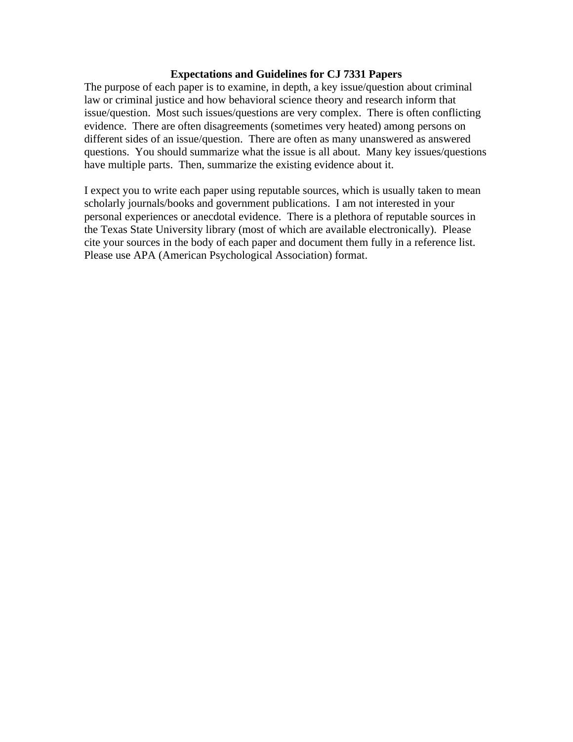# Expectations and Guidelines for CJ 7331 Papers

The purpose of each paper is to examine, in depth, a key issue/question about criminal law or criminal justice and how behavioral science theory and research inform that issue/question. Most such issues/questions are very complex. There is often conflicting evidence. There are often disagreements (sometimes very heated) among persons on different sides of an issue/question. There are often as many unanswered as answered questions. You should summarize what the issue is all about. Many key issues/questions have multiple parts. Then, summarize the existing evidence about it.

I expect you to write each paper using reputable sources, which is usually taken to mean scholarly journals/books and government publications. I am not interested in your personal experiences or anecdotal evidence. There is a plethora of reputable sources in the Texas State University library (most of which are available electronically). Please cite your sources in the body of each paper and document them fully in a reference list. Please use APA (American Psychological Association) format.